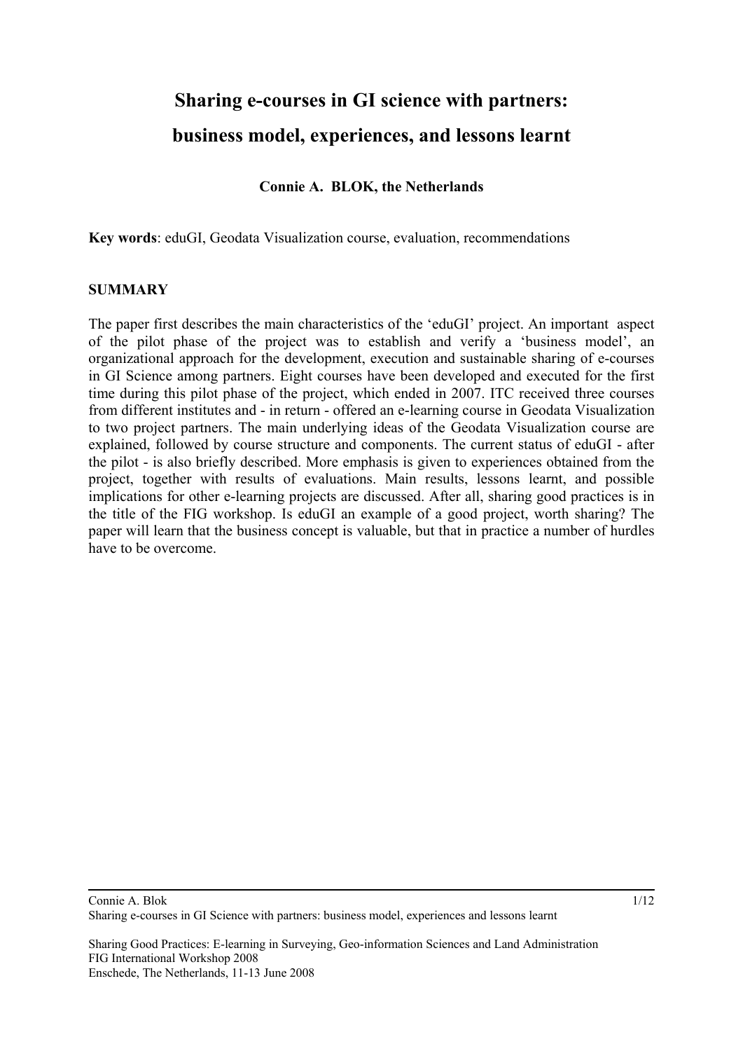# Sharing e-courses in GI science with partners: business model, experiences, and lessons learnt

**Connie A. BLOK, the Netherlands**

**Key words**: eduGI, Geodata Visualization course, evaluation, recommendations

## SUMMARY

The paper first describes the main characteristics of the 'eduGI' project. An important aspect of the pilot phase of the project was to establish and verify a 'business model', an organizational approach for the development, execution and sustainable sharing of e-courses in GI Science among partners. Eight courses have been developed and executed for the first time during this pilot phase of the project, which ended in 2007. ITC received three courses from different institutes and - in return - offered an e-learning course in Geodata Visualization to two project partners. The main underlying ideas of the Geodata Visualization course are explained, followed by course structure and components. The current status of eduGI - after the pilot - is also briefly described. More emphasis is given to experiences obtained from the project, together with results of evaluations. Main results, lessons learnt, and possible implications for other e-learning projects are discussed. After all, sharing good practices is in the title of the FIG workshop. Is eduGI an example of a good project, worth sharing? The paper will learn that the business concept is valuable, but that in practice a number of hurdles have to be overcome.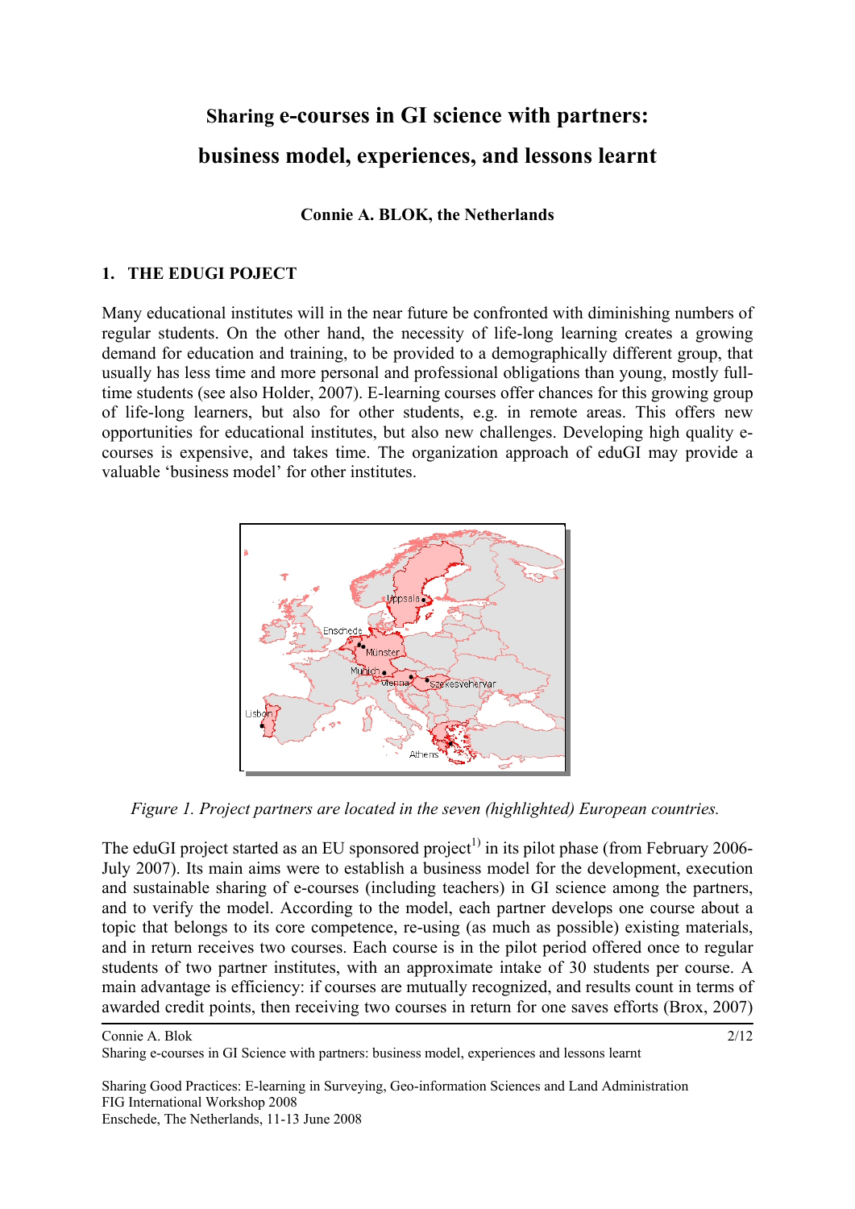# Sharing e-courses in GI science with partners: business model, experiences, and lessons learnt

**Connie A. BLOK, the Netherlands**

## 1. THE EDUGI POJECT

Many educational institutes will in the near future be confronted with diminishing numbers of regular students. On the other hand, the necessity of life-long learning creates a growing demand for education and training, to be provided to a demographically different group, that usually has less time and more personal and professional obligations than young, mostly full-time students (see also Holder, 2007). E-learning courses offer chances for this growing group of life-long learners, but also for other students, e.g. in remote areas. This offers new opportunities for educational institutes, but also new challenges. Developing high quality e-courses is expensive, and takes time. The organization approach of eduGI may provide a valuable 'business model' for other institutes.

*Figure 1. Project partners are located in the seven (highlighted) European countries.*

The eduGI project started as an EU sponsored project[1)] in its pilot phase (from February 2006-July 2007). Its main aims were to establish a business model for the development, execution and sustainable sharing of e-courses (including teachers) in GI science among the partners, and to verify the model. According to the model, each partner develops one course about a topic that belongs to its core competence, re-using (as much as possible) existing materials, and in return receives two courses. Each course is in the pilot period offered once to regular students of two partner institutes, with an approximate intake of 30 students per course. A main advantage is efficiency: if courses are mutually recognized, and results count in terms of awarded credit points, then receiving two courses in return for one saves efforts (Brox, 2007)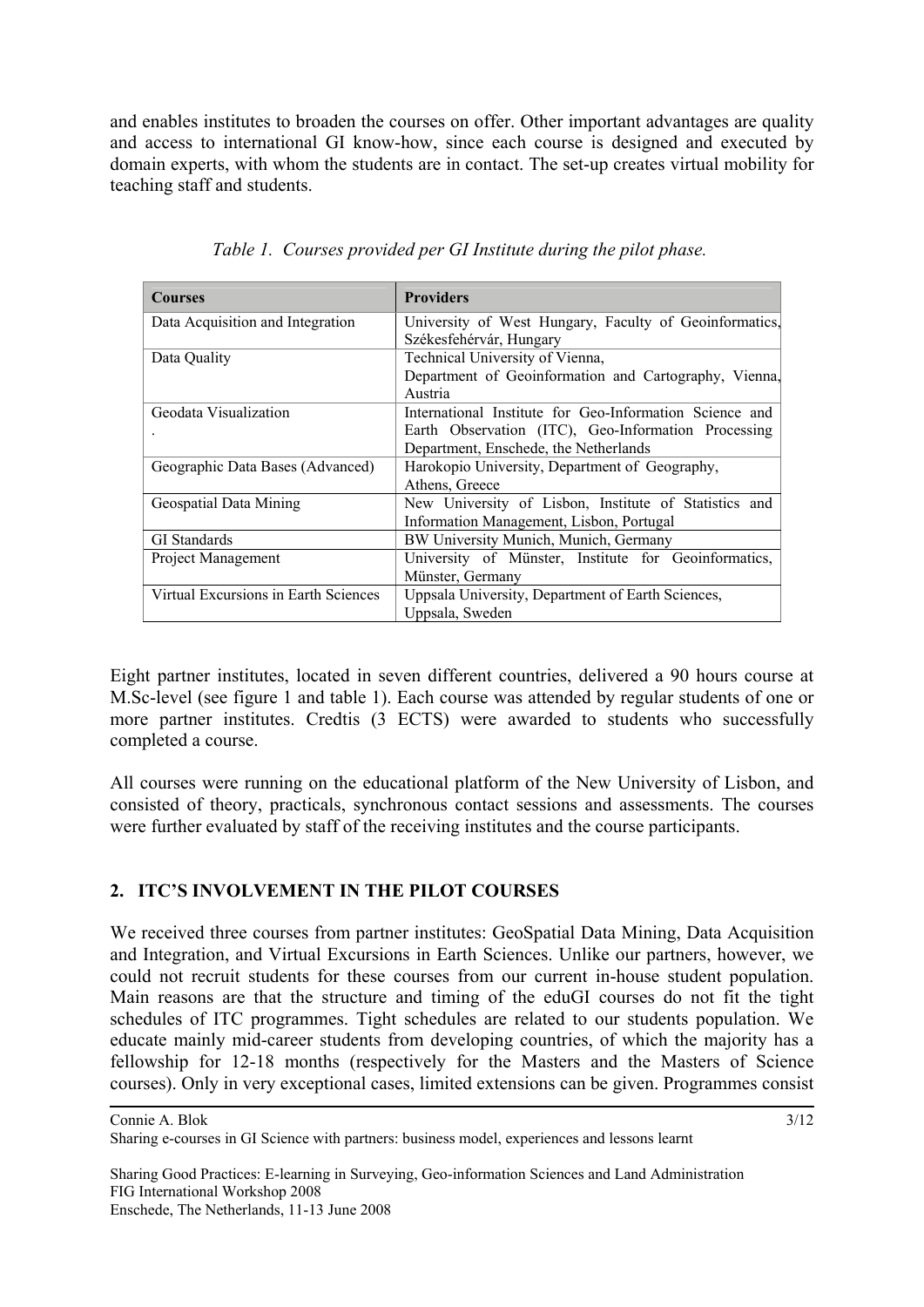and enables institutes to broaden the courses on offer. Other important advantages are quality and access to international GI know-how, since each course is designed and executed by domain experts, with whom the students are in contact. The set-up creates virtual mobility for teaching staff and students.

*Table 1. Courses provided per GI Institute during the pilot phase.*

| Courses | Providers |
|---|---|
| Data Acquisition and Integration | University of West Hungary, Faculty of Geoinformatics, Székesfehérvár, Hungary |
| Data Quality | Technical University of Vienna, Department of Geoinformation and Cartography, Vienna, Austria |
| Geodata Visualization . | International Institute for Geo-Information Science and Earth Observation (ITC), Geo-Information Processing Department, Enschede, the Netherlands |
| Geographic Data Bases (Advanced) | Harokopio University, Department of Geography, Athens, Greece |
| Geospatial Data Mining | New University of Lisbon, Institute of Statistics and Information Management, Lisbon, Portugal |
| GI Standards | BW University Munich, Munich, Germany |
| Project Management | University of Münster, Institute for Geoinformatics, Münster, Germany |
| Virtual Excursions in Earth Sciences | Uppsala University, Department of Earth Sciences, Uppsala, Sweden |

Eight partner institutes, located in seven different countries, delivered a 90 hours course at M.Sc-level (see figure 1 and table 1). Each course was attended by regular students of one or more partner institutes. Credtis (3 ECTS) were awarded to students who successfully completed a course.

All courses were running on the educational platform of the New University of Lisbon, and consisted of theory, practicals, synchronous contact sessions and assessments. The courses were further evaluated by staff of the receiving institutes and the course participants.

## 2. ITC'S INVOLVEMENT IN THE PILOT COURSES

We received three courses from partner institutes: GeoSpatial Data Mining, Data Acquisition and Integration, and Virtual Excursions in Earth Sciences. Unlike our partners, however, we could not recruit students for these courses from our current in-house student population. Main reasons are that the structure and timing of the eduGI courses do not fit the tight schedules of ITC programmes. Tight schedules are related to our students population. We educate mainly mid-career students from developing countries, of which the majority has a fellowship for 12-18 months (respectively for the Masters and the Masters of Science courses). Only in very exceptional cases, limited extensions can be given. Programmes consist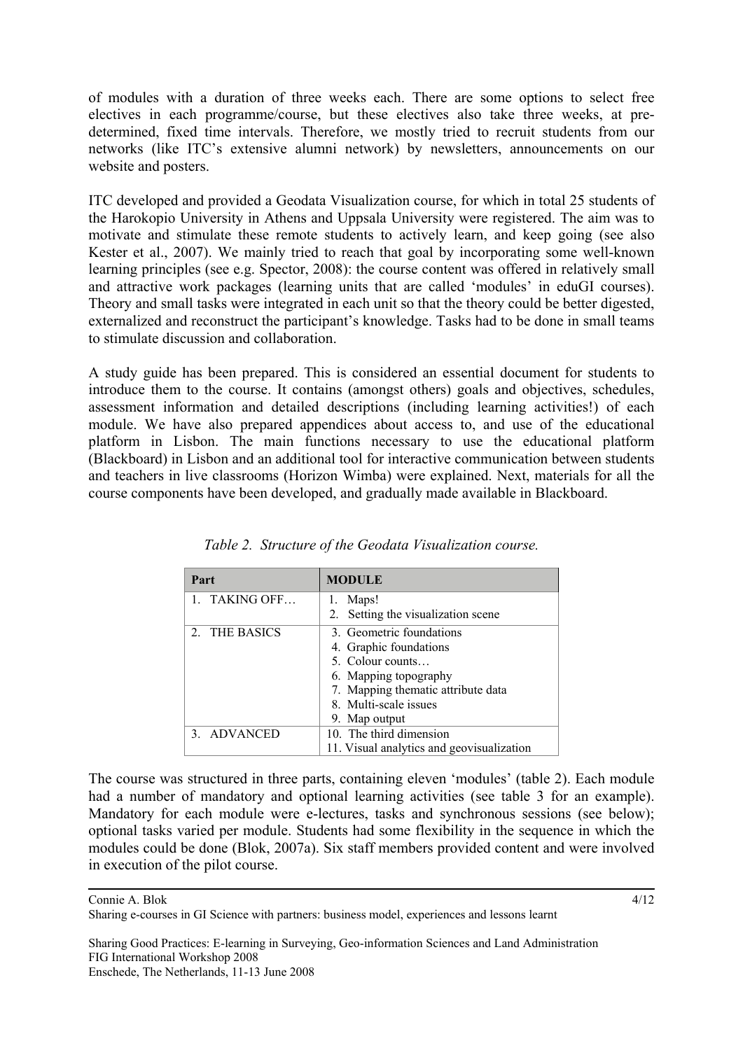of modules with a duration of three weeks each. There are some options to select free electives in each programme/course, but these electives also take three weeks, at pre-determined, fixed time intervals. Therefore, we mostly tried to recruit students from our networks (like ITC's extensive alumni network) by newsletters, announcements on our website and posters.

ITC developed and provided a Geodata Visualization course, for which in total 25 students of the Harokopio University in Athens and Uppsala University were registered. The aim was to motivate and stimulate these remote students to actively learn, and keep going (see also Kester et al., 2007). We mainly tried to reach that goal by incorporating some well-known learning principles (see e.g. Spector, 2008): the course content was offered in relatively small and attractive work packages (learning units that are called 'modules' in eduGI courses). Theory and small tasks were integrated in each unit so that the theory could be better digested, externalized and reconstruct the participant's knowledge. Tasks had to be done in small teams to stimulate discussion and collaboration.

A study guide has been prepared. This is considered an essential document for students to introduce them to the course. It contains (amongst others) goals and objectives, schedules, assessment information and detailed descriptions (including learning activities!) of each module. We have also prepared appendices about access to, and use of the educational platform in Lisbon. The main functions necessary to use the educational platform (Blackboard) in Lisbon and an additional tool for interactive communication between students and teachers in live classrooms (Horizon Wimba) were explained. Next, materials for all the course components have been developed, and gradually made available in Blackboard.

*Table 2. Structure of the Geodata Visualization course.*

| Part | MODULE |
|---|---|
| 1. TAKING OFF… | 1. Maps!<br>2. Setting the visualization scene |
| 2. THE BASICS | 3. Geometric foundations<br>4. Graphic foundations<br>5. Colour counts…<br>6. Mapping topography<br>7. Mapping thematic attribute data<br>8. Multi-scale issues<br>9. Map output |
| 3. ADVANCED | 10. The third dimension<br>11. Visual analytics and geovisualization |

The course was structured in three parts, containing eleven 'modules' (table 2). Each module had a number of mandatory and optional learning activities (see table 3 for an example). Mandatory for each module were e-lectures, tasks and synchronous sessions (see below); optional tasks varied per module. Students had some flexibility in the sequence in which the modules could be done (Blok, 2007a). Six staff members provided content and were involved in execution of the pilot course.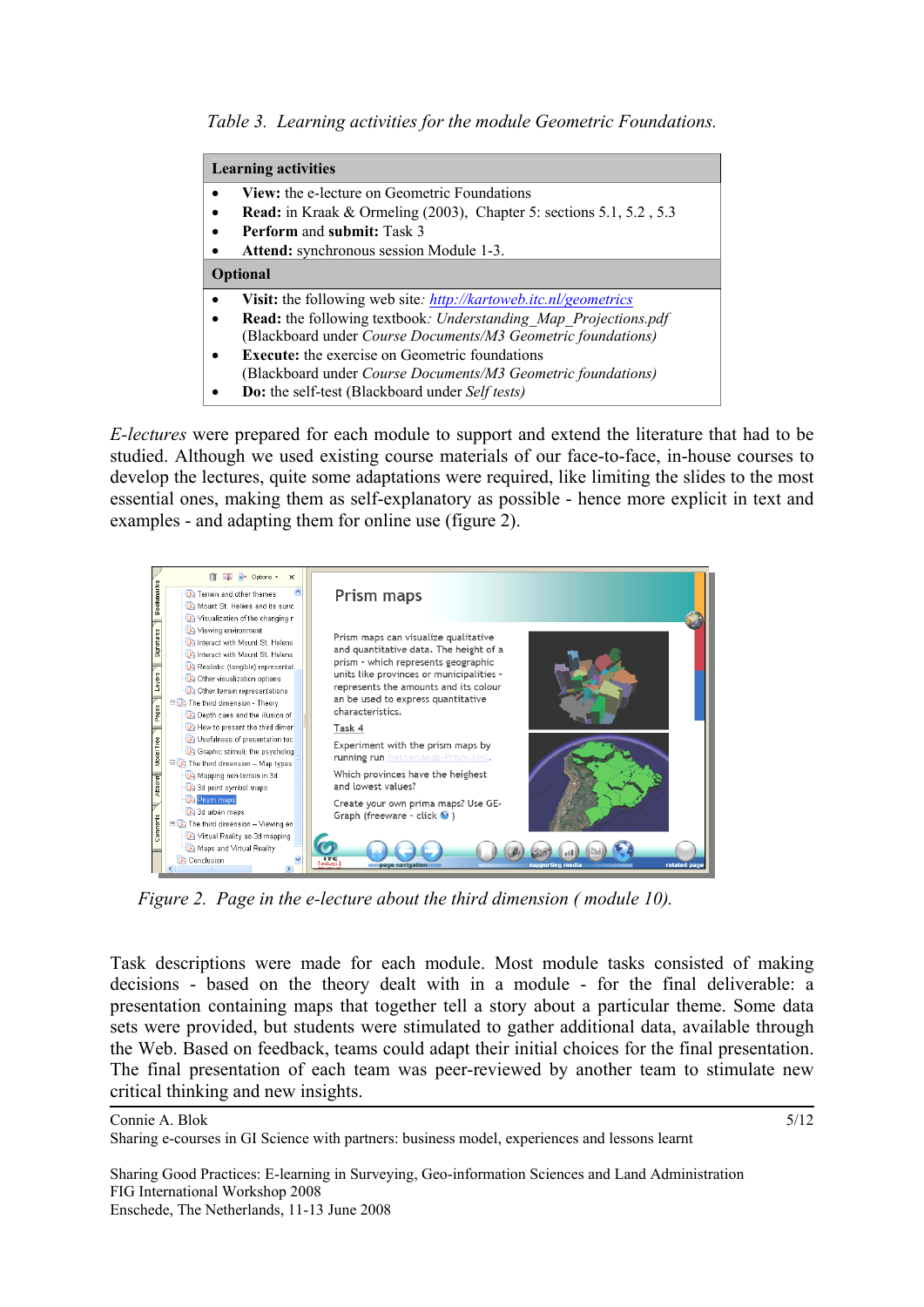*Table 3. Learning activities for the module Geometric Foundations.*

| **Learning activities** |
|---|
| • **View:** the e-lecture on Geometric Foundations<br>• **Read:** in Kraak & Ormeling (2003), Chapter 5: sections 5.1, 5.2 , 5.3<br>• **Perform** and **submit:** Task 3<br>• **Attend:** synchronous session Module 1-3. |
| **Optional** |
| • **Visit:** the following web site*:* *http://kartoweb.itc.nl/geometrics*<br>• **Read:** the following textbook*: Understanding_Map_Projections.pdf* (Blackboard under *Course Documents/M3 Geometric foundations)*<br>• **Execute:** the exercise on Geometric foundations (Blackboard under *Course Documents/M3 Geometric foundations)*<br>• **Do:** the self-test (Blackboard under *Self tests)* |

*E-lectures* were prepared for each module to support and extend the literature that had to be studied. Although we used existing course materials of our face-to-face, in-house courses to develop the lectures, quite some adaptations were required, like limiting the slides to the most essential ones, making them as self-explanatory as possible - hence more explicit in text and examples - and adapting them for online use (figure 2).

*Figure 2. Page in the e-lecture about the third dimension ( module 10).*

Task descriptions were made for each module. Most module tasks consisted of making decisions - based on the theory dealt with in a module - for the final deliverable: a presentation containing maps that together tell a story about a particular theme. Some data sets were provided, but students were stimulated to gather additional data, available through the Web. Based on feedback, teams could adapt their initial choices for the final presentation. The final presentation of each team was peer-reviewed by another team to stimulate new critical thinking and new insights.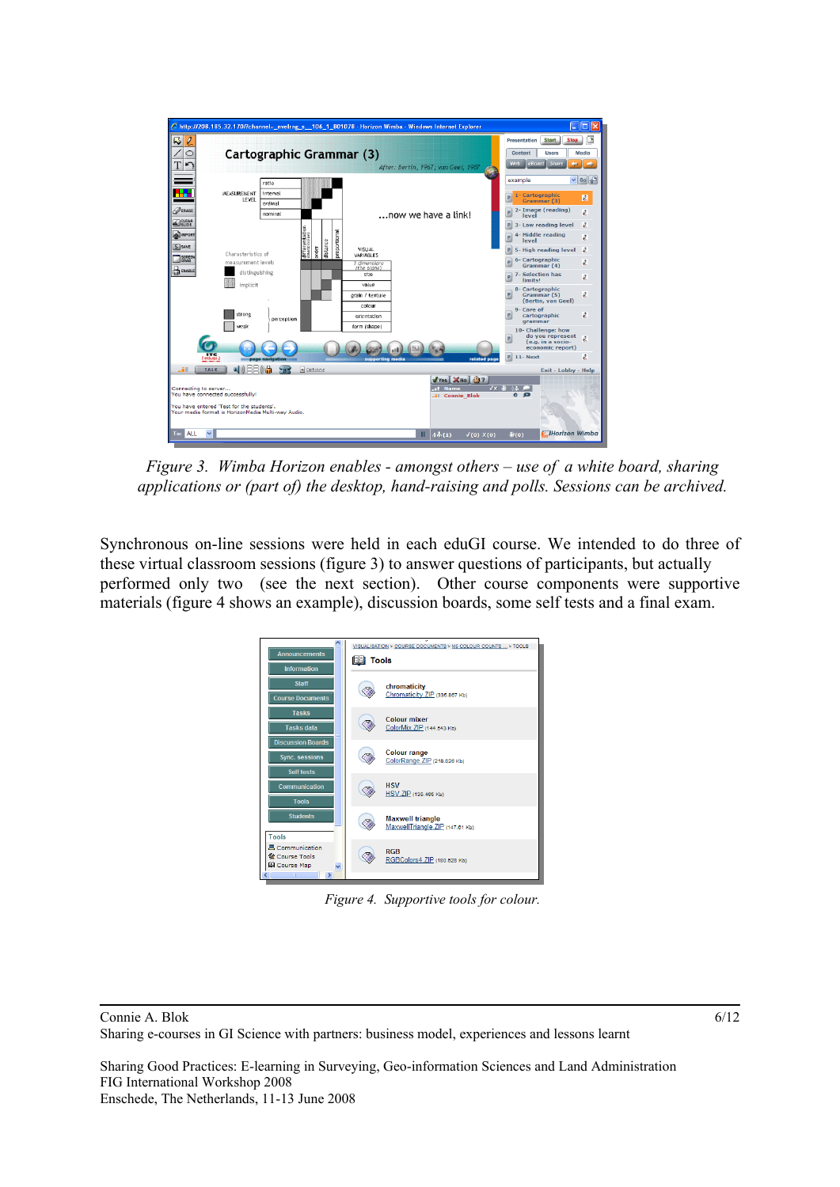*Figure 3. Wimba Horizon enables - amongst others – use of a white board, sharing applications or (part of) the desktop, hand-raising and polls. Sessions can be archived.*

Synchronous on-line sessions were held in each eduGI course. We intended to do three of these virtual classroom sessions (figure 3) to answer questions of participants, but actually performed only two (see the next section). Other course components were supportive materials (figure 4 shows an example), discussion boards, some self tests and a final exam.

*Figure 4. Supportive tools for colour.*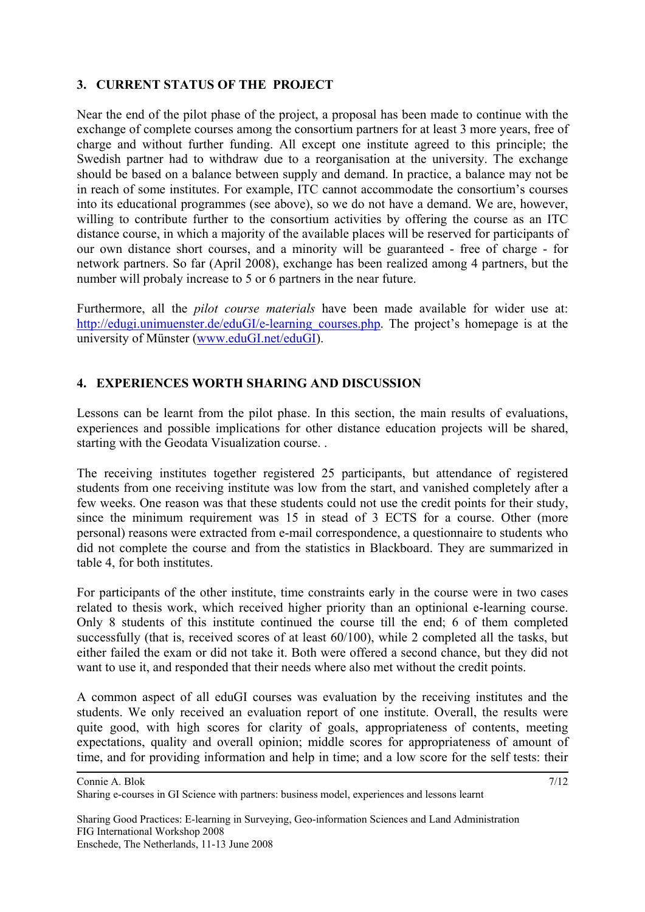## 3. CURRENT STATUS OF THE PROJECT

Near the end of the pilot phase of the project, a proposal has been made to continue with the exchange of complete courses among the consortium partners for at least 3 more years, free of charge and without further funding. All except one institute agreed to this principle; the Swedish partner had to withdraw due to a reorganisation at the university. The exchange should be based on a balance between supply and demand. In practice, a balance may not be in reach of some institutes. For example, ITC cannot accommodate the consortium's courses into its educational programmes (see above), so we do not have a demand. We are, however, willing to contribute further to the consortium activities by offering the course as an ITC distance course, in which a majority of the available places will be reserved for participants of our own distance short courses, and a minority will be guaranteed - free of charge - for network partners. So far (April 2008), exchange has been realized among 4 partners, but the number will probaly increase to 5 or 6 partners in the near future.

Furthermore, all the *pilot course materials* have been made available for wider use at: http://edugi.unimuenster.de/eduGI/e-learning_courses.php. The project's homepage is at the university of Münster (www.eduGI.net/eduGI).

## 4. EXPERIENCES WORTH SHARING AND DISCUSSION

Lessons can be learnt from the pilot phase. In this section, the main results of evaluations, experiences and possible implications for other distance education projects will be shared, starting with the Geodata Visualization course. .

The receiving institutes together registered 25 participants, but attendance of registered students from one receiving institute was low from the start, and vanished completely after a few weeks. One reason was that these students could not use the credit points for their study, since the minimum requirement was 15 in stead of 3 ECTS for a course. Other (more personal) reasons were extracted from e-mail correspondence, a questionnaire to students who did not complete the course and from the statistics in Blackboard. They are summarized in table 4, for both institutes.

For participants of the other institute, time constraints early in the course were in two cases related to thesis work, which received higher priority than an optinional e-learning course. Only 8 students of this institute continued the course till the end; 6 of them completed successfully (that is, received scores of at least 60/100), while 2 completed all the tasks, but either failed the exam or did not take it. Both were offered a second chance, but they did not want to use it, and responded that their needs where also met without the credit points.

A common aspect of all eduGI courses was evaluation by the receiving institutes and the students. We only received an evaluation report of one institute. Overall, the results were quite good, with high scores for clarity of goals, appropriateness of contents, meeting expectations, quality and overall opinion; middle scores for appropriateness of amount of time, and for providing information and help in time; and a low score for the self tests: their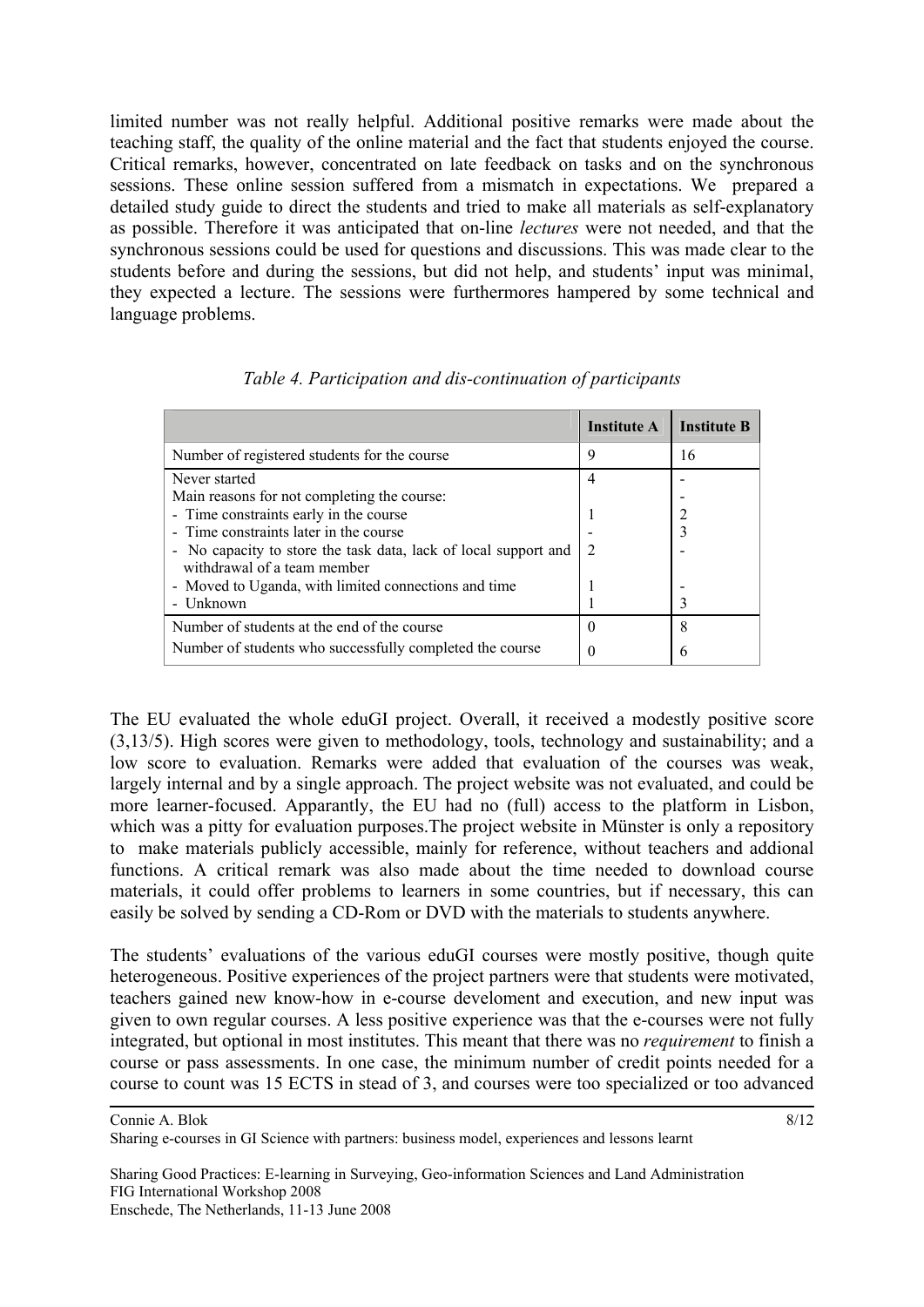limited number was not really helpful. Additional positive remarks were made about the teaching staff, the quality of the online material and the fact that students enjoyed the course. Critical remarks, however, concentrated on late feedback on tasks and on the synchronous sessions. These online session suffered from a mismatch in expectations. We prepared a detailed study guide to direct the students and tried to make all materials as self-explanatory as possible. Therefore it was anticipated that on-line *lectures* were not needed, and that the synchronous sessions could be used for questions and discussions. This was made clear to the students before and during the sessions, but did not help, and students' input was minimal, they expected a lecture. The sessions were furthermores hampered by some technical and language problems.

*Table 4. Participation and dis-continuation of participants*

| | Institute A | Institute B |
|---|---|---|
| Number of registered students for the course | 9 | 16 |
| Never started | 4 | - |
| Main reasons for not completing the course: | | - |
| - Time constraints early in the course | 1 | 2 |
| - Time constraints later in the course | - | 3 |
| - No capacity to store the task data, lack of local support and withdrawal of a team member | 2 | - |
| - Moved to Uganda, with limited connections and time | 1 | - |
| - Unknown | 1 | 3 |
| Number of students at the end of the course | 0 | 8 |
| Number of students who successfully completed the course | 0 | 6 |

The EU evaluated the whole eduGI project. Overall, it received a modestly positive score (3,13/5). High scores were given to methodology, tools, technology and sustainability; and a low score to evaluation. Remarks were added that evaluation of the courses was weak, largely internal and by a single approach. The project website was not evaluated, and could be more learner-focused. Apparently, the EU had no (full) access to the platform in Lisbon, which was a pitty for evaluation purposes.The project website in Münster is only a repository to make materials publicly accessible, mainly for reference, without teachers and addional functions. A critical remark was also made about the time needed to download course materials, it could offer problems to learners in some countries, but if necessary, this can easily be solved by sending a CD-Rom or DVD with the materials to students anywhere.

The students' evaluations of the various eduGI courses were mostly positive, though quite heterogeneous. Positive experiences of the project partners were that students were motivated, teachers gained new know-how in e-course develoment and execution, and new input was given to own regular courses. A less positive experience was that the e-courses were not fully integrated, but optional in most institutes. This meant that there was no *requirement* to finish a course or pass assessments. In one case, the minimum number of credit points needed for a course to count was 15 ECTS in stead of 3, and courses were too specialized or too advanced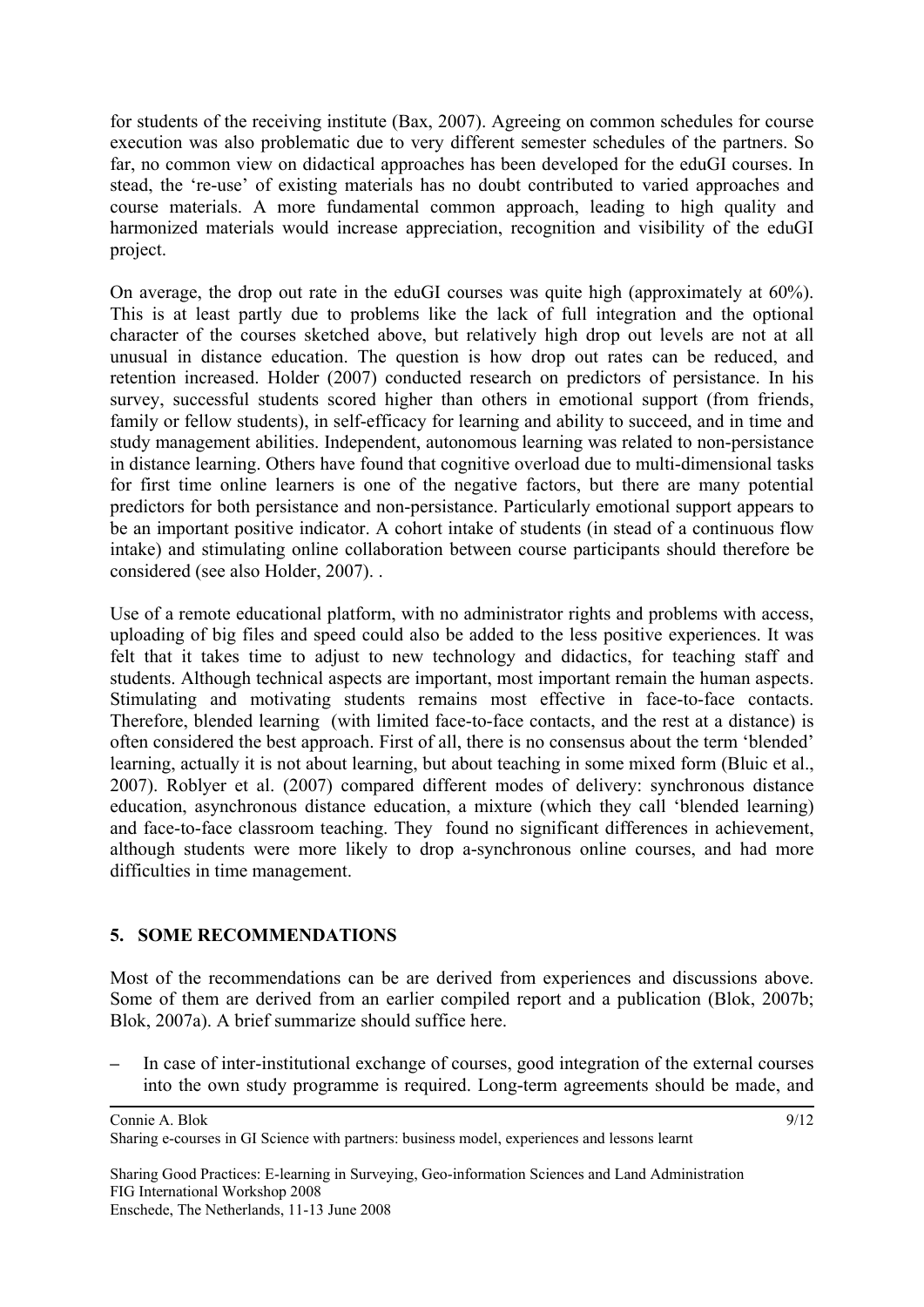for students of the receiving institute (Bax, 2007). Agreeing on common schedules for course execution was also problematic due to very different semester schedules of the partners. So far, no common view on didactical approaches has been developed for the eduGI courses. In stead, the 're-use' of existing materials has no doubt contributed to varied approaches and course materials. A more fundamental common approach, leading to high quality and harmonized materials would increase appreciation, recognition and visibility of the eduGI project.

On average, the drop out rate in the eduGI courses was quite high (approximately at 60%). This is at least partly due to problems like the lack of full integration and the optional character of the courses sketched above, but relatively high drop out levels are not at all unusual in distance education. The question is how drop out rates can be reduced, and retention increased. Holder (2007) conducted research on predictors of persistance. In his survey, successful students scored higher than others in emotional support (from friends, family or fellow students), in self-efficacy for learning and ability to succeed, and in time and study management abilities. Independent, autonomous learning was related to non-persistance in distance learning. Others have found that cognitive overload due to multi-dimensional tasks for first time online learners is one of the negative factors, but there are many potential predictors for both persistance and non-persistance. Particularly emotional support appears to be an important positive indicator. A cohort intake of students (in stead of a continuous flow intake) and stimulating online collaboration between course participants should therefore be considered (see also Holder, 2007). .

Use of a remote educational platform, with no administrator rights and problems with access, uploading of big files and speed could also be added to the less positive experiences. It was felt that it takes time to adjust to new technology and didactics, for teaching staff and students. Although technical aspects are important, most important remain the human aspects. Stimulating and motivating students remains most effective in face-to-face contacts. Therefore, blended learning (with limited face-to-face contacts, and the rest at a distance) is often considered the best approach. First of all, there is no consensus about the term 'blended' learning, actually it is not about learning, but about teaching in some mixed form (Bluic et al., 2007). Roblyer et al. (2007) compared different modes of delivery: synchronous distance education, asynchronous distance education, a mixture (which they call 'blended learning) and face-to-face classroom teaching. They found no significant differences in achievement, although students were more likely to drop a-synchronous online courses, and had more difficulties in time management.

## 5. SOME RECOMMENDATIONS

Most of the recommendations can be are derived from experiences and discussions above. Some of them are derived from an earlier compiled report and a publication (Blok, 2007b; Blok, 2007a). A brief summarize should suffice here.

– In case of inter-institutional exchange of courses, good integration of the external courses into the own study programme is required. Long-term agreements should be made, and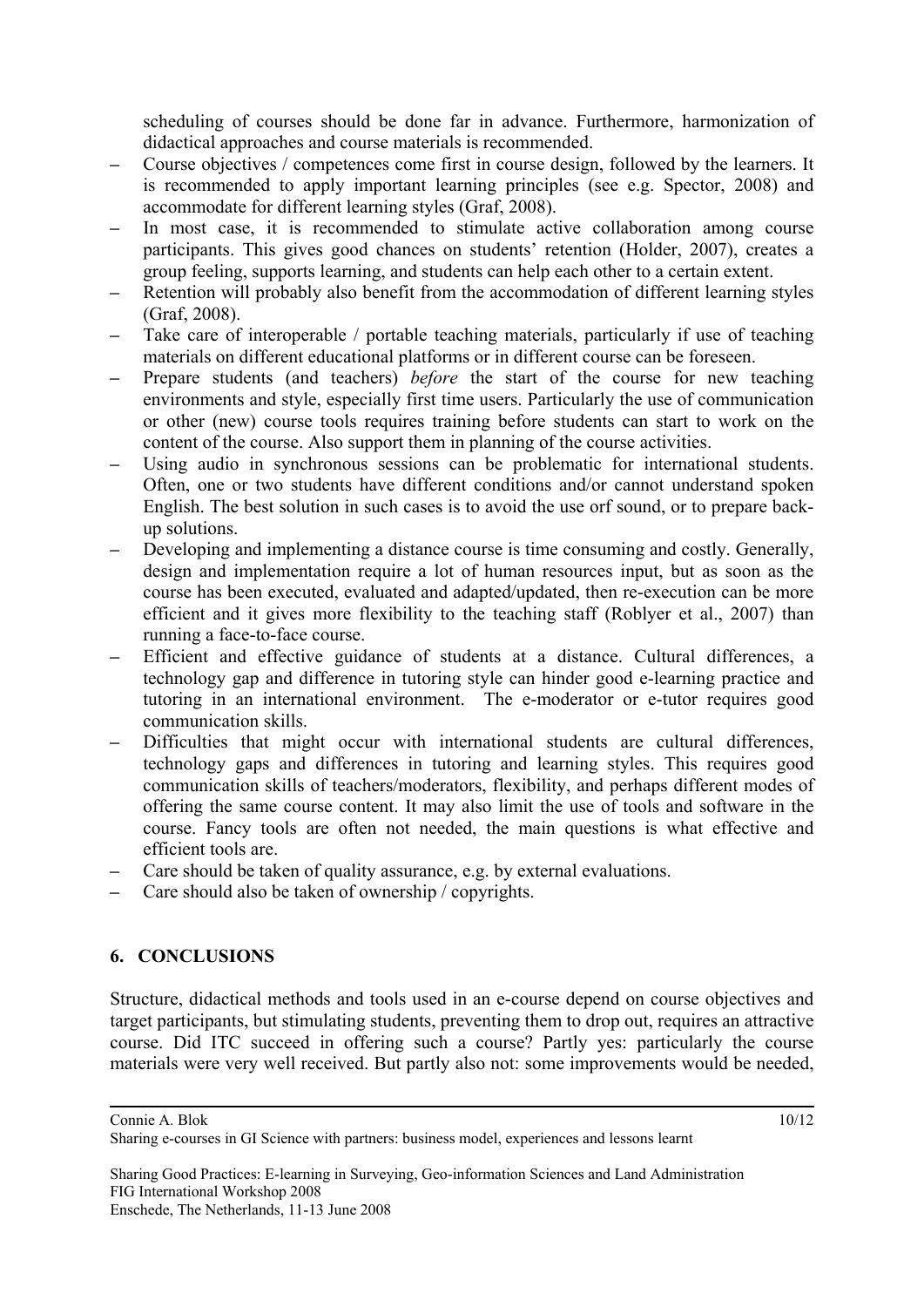scheduling of courses should be done far in advance. Furthermore, harmonization of didactical approaches and course materials is recommended.

- Course objectives / competences come first in course design, followed by the learners. It is recommended to apply important learning principles (see e.g. Spector, 2008) and accommodate for different learning styles (Graf, 2008).
- In most case, it is recommended to stimulate active collaboration among course participants. This gives good chances on students' retention (Holder, 2007), creates a group feeling, supports learning, and students can help each other to a certain extent.
- Retention will probably also benefit from the accommodation of different learning styles (Graf, 2008).
- Take care of interoperable / portable teaching materials, particularly if use of teaching materials on different educational platforms or in different course can be foreseen.
- Prepare students (and teachers) *before* the start of the course for new teaching environments and style, especially first time users. Particularly the use of communication or other (new) course tools requires training before students can start to work on the content of the course. Also support them in planning of the course activities.
- Using audio in synchronous sessions can be problematic for international students. Often, one or two students have different conditions and/or cannot understand spoken English. The best solution in such cases is to avoid the use orf sound, or to prepare back-up solutions.
- Developing and implementing a distance course is time consuming and costly. Generally, design and implementation require a lot of human resources input, but as soon as the course has been executed, evaluated and adapted/updated, then re-execution can be more efficient and it gives more flexibility to the teaching staff (Roblyer et al., 2007) than running a face-to-face course.
- Efficient and effective guidance of students at a distance. Cultural differences, a technology gap and difference in tutoring style can hinder good e-learning practice and tutoring in an international environment. The e-moderator or e-tutor requires good communication skills.
- Difficulties that might occur with international students are cultural differences, technology gaps and differences in tutoring and learning styles. This requires good communication skills of teachers/moderators, flexibility, and perhaps different modes of offering the same course content. It may also limit the use of tools and software in the course. Fancy tools are often not needed, the main questions is what effective and efficient tools are.
- Care should be taken of quality assurance, e.g. by external evaluations.
- Care should also be taken of ownership / copyrights.

## 6. CONCLUSIONS

Structure, didactical methods and tools used in an e-course depend on course objectives and target participants, but stimulating students, preventing them to drop out, requires an attractive course. Did ITC succeed in offering such a course? Partly yes: particularly the course materials were very well received. But partly also not: some improvements would be needed,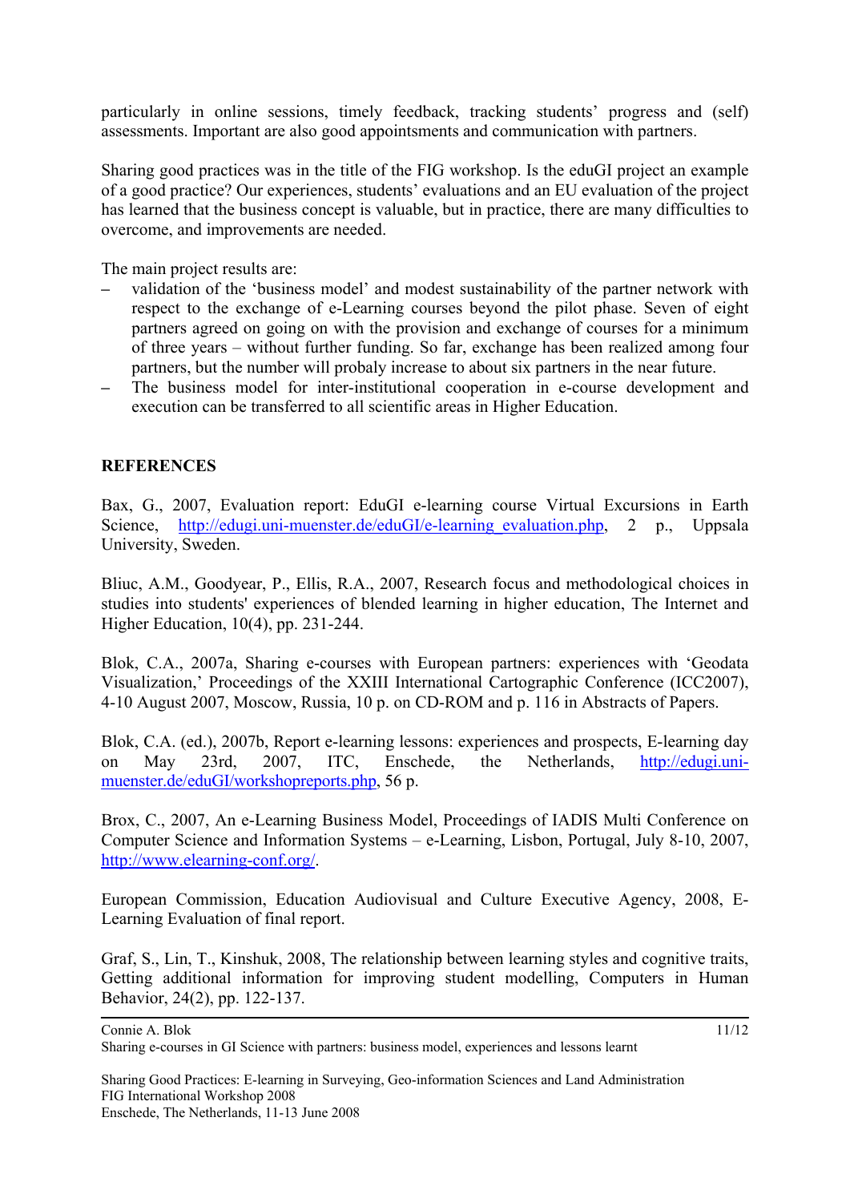particularly in online sessions, timely feedback, tracking students' progress and (self) assessments. Important are also good appointsments and communication with partners.

Sharing good practices was in the title of the FIG workshop. Is the eduGI project an example of a good practice? Our experiences, students' evaluations and an EU evaluation of the project has learned that the business concept is valuable, but in practice, there are many difficulties to overcome, and improvements are needed.

The main project results are:

- validation of the 'business model' and modest sustainability of the partner network with respect to the exchange of e-Learning courses beyond the pilot phase. Seven of eight partners agreed on going on with the provision and exchange of courses for a minimum of three years – without further funding. So far, exchange has been realized among four partners, but the number will probaly increase to about six partners in the near future.
- The business model for inter-institutional cooperation in e-course development and execution can be transferred to all scientific areas in Higher Education.

## REFERENCES

Bax, G., 2007, Evaluation report: EduGI e-learning course Virtual Excursions in Earth Science, http://edugi.uni-muenster.de/eduGI/e-learning_evaluation.php, 2 p., Uppsala University, Sweden.

Bliuc, A.M., Goodyear, P., Ellis, R.A., 2007, Research focus and methodological choices in studies into students' experiences of blended learning in higher education, The Internet and Higher Education, 10(4), pp. 231-244.

Blok, C.A., 2007a, Sharing e-courses with European partners: experiences with 'Geodata Visualization,' Proceedings of the XXIII International Cartographic Conference (ICC2007), 4-10 August 2007, Moscow, Russia, 10 p. on CD-ROM and p. 116 in Abstracts of Papers.

Blok, C.A. (ed.), 2007b, Report e-learning lessons: experiences and prospects, E-learning day on May 23rd, 2007, ITC, Enschede, the Netherlands, http://edugi.uni-muenster.de/eduGI/workshopreports.php, 56 p.

Brox, C., 2007, An e-Learning Business Model, Proceedings of IADIS Multi Conference on Computer Science and Information Systems – e-Learning, Lisbon, Portugal, July 8-10, 2007, http://www.elearning-conf.org/.

European Commission, Education Audiovisual and Culture Executive Agency, 2008, E-Learning Evaluation of final report.

Graf, S., Lin, T., Kinshuk, 2008, The relationship between learning styles and cognitive traits, Getting additional information for improving student modelling, Computers in Human Behavior, 24(2), pp. 122-137.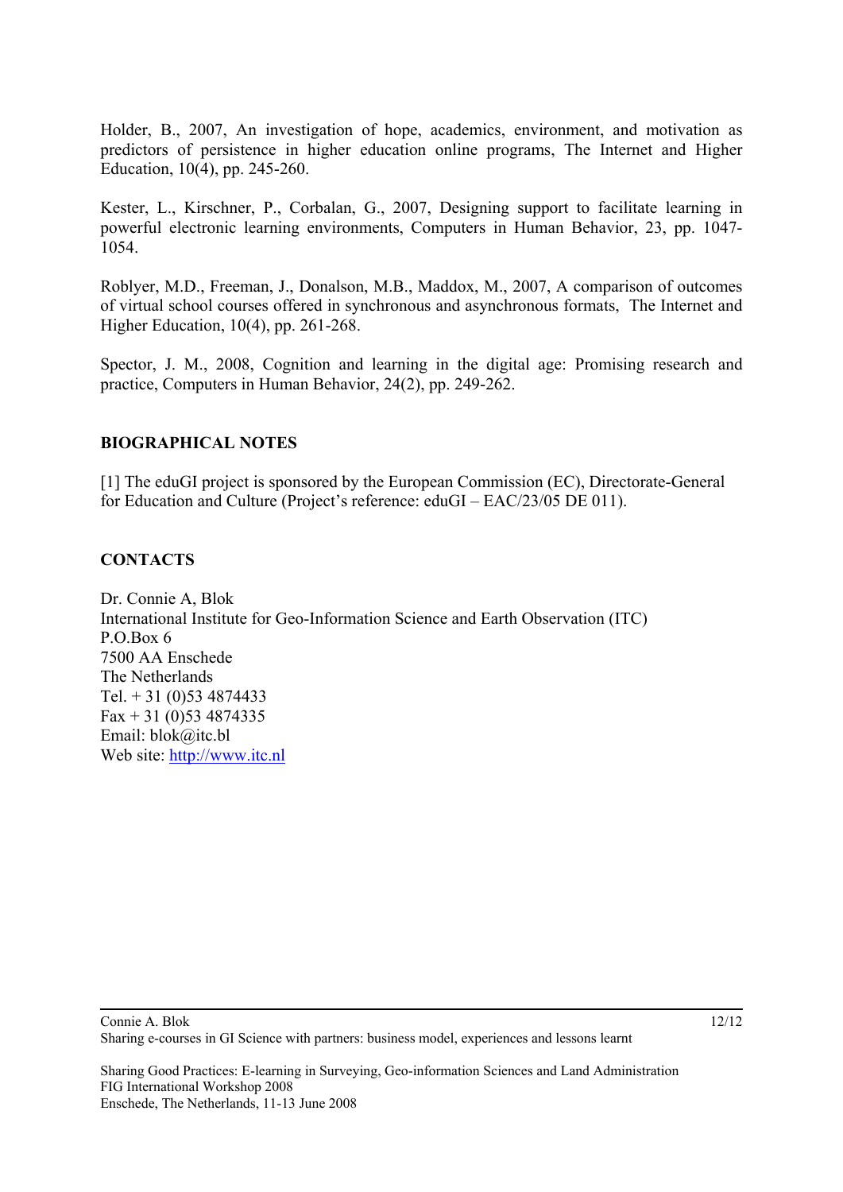Holder, B., 2007, An investigation of hope, academics, environment, and motivation as predictors of persistence in higher education online programs, The Internet and Higher Education, 10(4), pp. 245-260.

Kester, L., Kirschner, P., Corbalan, G., 2007, Designing support to facilitate learning in powerful electronic learning environments, Computers in Human Behavior, 23, pp. 1047-1054.

Roblyer, M.D., Freeman, J., Donalson, M.B., Maddox, M., 2007, A comparison of outcomes of virtual school courses offered in synchronous and asynchronous formats, The Internet and Higher Education, 10(4), pp. 261-268.

Spector, J. M., 2008, Cognition and learning in the digital age: Promising research and practice, Computers in Human Behavior, 24(2), pp. 249-262.

## BIOGRAPHICAL NOTES

[1] The eduGI project is sponsored by the European Commission (EC), Directorate-General for Education and Culture (Project's reference: eduGI – EAC/23/05 DE 011).

## CONTACTS

Dr. Connie A, Blok  
International Institute for Geo-Information Science and Earth Observation (ITC)  
P.O.Box 6  
7500 AA Enschede  
The Netherlands  
Tel. + 31 (0)53 4874433  
Fax + 31 (0)53 4874335  
Email: blok@itc.bl  
Web site: http://www.itc.nl